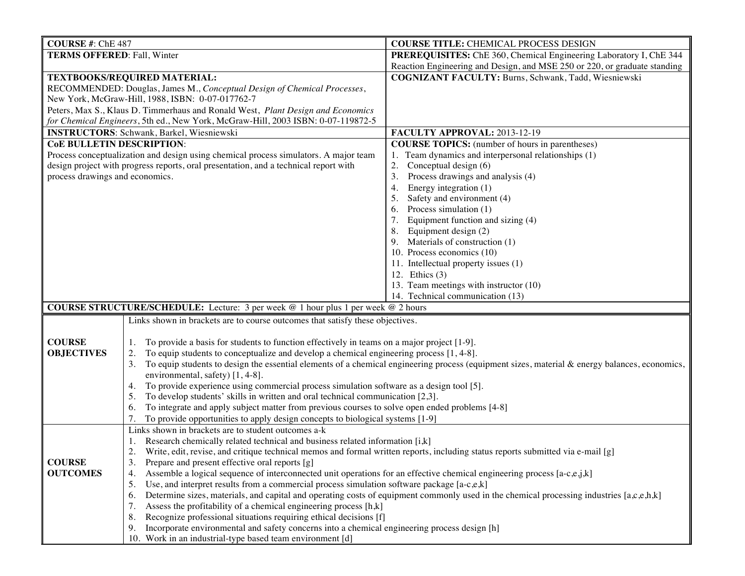| **COURSE #**: ChE 487 | **COURSE TITLE:** CHEMICAL PROCESS DESIGN |
| --- | --- |
| **TERMS OFFERED**: Fall, Winter | **PREREQUISITES:** ChE 360, Chemical Engineering Laboratory I, ChE 344 Reaction Engineering and Design, and MSE 250 or 220, or graduate standing |
| **TEXTBOOKS/REQUIRED MATERIAL:** RECOMMENDED: Douglas, James M., *Conceptual Design of Chemical Processes*, New York, McGraw-Hill, 1988, ISBN: 0-07-017762-7 Peters, Max S., Klaus D. Timmerhaus and Ronald West, *Plant Design and Economics for Chemical Engineers*, 5th ed., New York, McGraw-Hill, 2003 ISBN: 0-07-119872-5 | **COGNIZANT FACULTY:** Burns, Schwank, Tadd, Wiesniewski |
| **INSTRUCTORS**: Schwank, Barkel, Wiesniewski | **FACULTY APPROVAL:** 2013-12-19 |
| **CoE BULLETIN DESCRIPTION**: Process conceptualization and design using chemical process simulators. A major team design project with progress reports, oral presentation, and a technical report with process drawings and economics. | **COURSE TOPICS:** (number of hours in parentheses)<br>1. Team dynamics and interpersonal relationships (1)<br>2. Conceptual design (6)<br>3. Process drawings and analysis (4)<br>4. Energy integration (1)<br>5. Safety and environment (4)<br>6. Process simulation (1)<br>7. Equipment function and sizing (4)<br>8. Equipment design (2)<br>9. Materials of construction (1)<br>10. Process economics (10)<br>11. Intellectual property issues (1)<br>12. Ethics (3)<br>13. Team meetings with instructor (10)<br>14. Technical communication (13) |

**COURSE STRUCTURE/SCHEDULE:** Lecture: 3 per week @ 1 hour plus 1 per week @ 2 hours

| | |
| --- | --- |
| **COURSE OBJECTIVES** | Links shown in brackets are to course outcomes that satisfy these objectives.<br><br>1. To provide a basis for students to function effectively in teams on a major project [1-9].<br>2. To equip students to conceptualize and develop a chemical engineering process [1, 4-8].<br>3. To equip students to design the essential elements of a chemical engineering process (equipment sizes, material & energy balances, economics, environmental, safety) [1, 4-8].<br>4. To provide experience using commercial process simulation software as a design tool [5].<br>5. To develop students' skills in written and oral technical communication [2,3].<br>6. To integrate and apply subject matter from previous courses to solve open ended problems [4-8]<br>7. To provide opportunities to apply design concepts to biological systems [1-9] |
| **COURSE OUTCOMES** | Links shown in brackets are to student outcomes a-k<br>1. Research chemically related technical and business related information [i,k]<br>2. Write, edit, revise, and critique technical memos and formal written reports, including status reports submitted via e-mail [g]<br>3. Prepare and present effective oral reports [g]<br>4. Assemble a logical sequence of interconnected unit operations for an effective chemical engineering process [a-c,e,j,k]<br>5. Use, and interpret results from a commercial process simulation software package [a-c,e,k]<br>6. Determine sizes, materials, and capital and operating costs of equipment commonly used in the chemical processing industries [a,c,e,h,k]<br>7. Assess the profitability of a chemical engineering process [h,k]<br>8. Recognize professional situations requiring ethical decisions [f]<br>9. Incorporate environmental and safety concerns into a chemical engineering process design [h]<br>10. Work in an industrial-type based team environment [d] |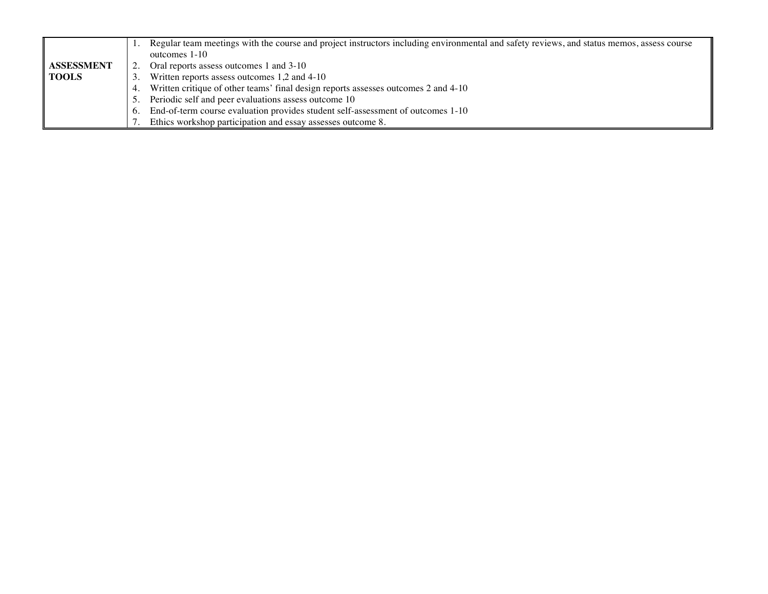| | |
|---|---|
| **ASSESSMENT TOOLS** | 1. Regular team meetings with the course and project instructors including environmental and safety reviews, and status memos, assess course outcomes 1-10<br>2. Oral reports assess outcomes 1 and 3-10<br>3. Written reports assess outcomes 1,2 and 4-10<br>4. Written critique of other teams' final design reports assesses outcomes 2 and 4-10<br>5. Periodic self and peer evaluations assess outcome 10<br>6. End-of-term course evaluation provides student self-assessment of outcomes 1-10<br>7. Ethics workshop participation and essay assesses outcome 8. |